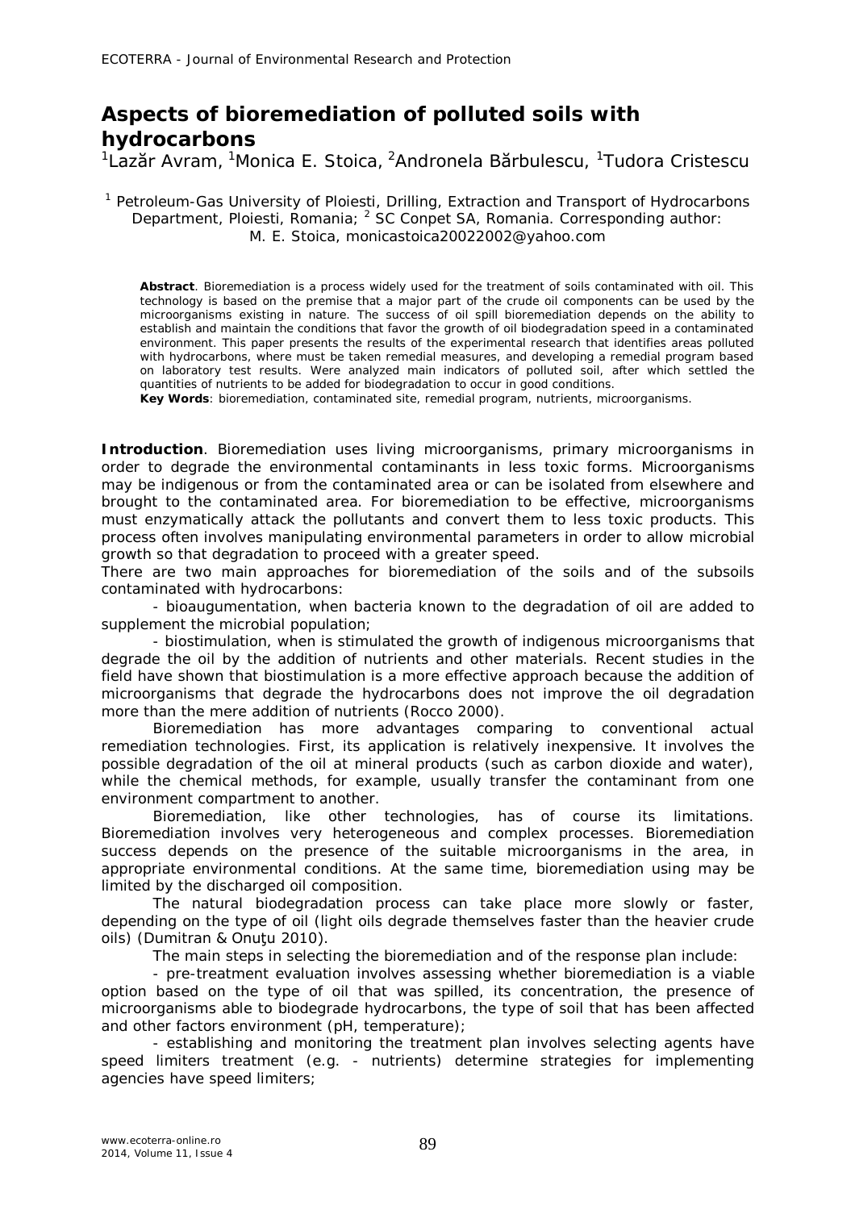# Aspects of bioremediation of polluted soils with hydrocarbons

[1]Lazăr Avram, [1]Monica E. Stoica, [2]Andronela Bărbulescu, [1]Tudora Cristescu

[1] Petroleum-Gas University of Ploiesti, Drilling, Extraction and Transport of Hydrocarbons Department, Ploiesti, Romania; [2] SC Conpet SA, Romania. Corresponding author: M. E. Stoica, monicastoica20022002@yahoo.com

**Abstract**. Bioremediation is a process widely used for the treatment of soils contaminated with oil. This technology is based on the premise that a major part of the crude oil components can be used by the microorganisms existing in nature. The success of oil spill bioremediation depends on the ability to establish and maintain the conditions that favor the growth of oil biodegradation speed in a contaminated environment. This paper presents the results of the experimental research that identifies areas polluted with hydrocarbons, where must be taken remedial measures, and developing a remedial program based on laboratory test results. Were analyzed main indicators of polluted soil, after which settled the quantities of nutrients to be added for biodegradation to occur in good conditions.

**Key Words**: bioremediation, contaminated site, remedial program, nutrients, microorganisms.

**Introduction**. Bioremediation uses living microorganisms, primary microorganisms in order to degrade the environmental contaminants in less toxic forms. Microorganisms may be indigenous or from the contaminated area or can be isolated from elsewhere and brought to the contaminated area. For bioremediation to be effective, microorganisms must enzymatically attack the pollutants and convert them to less toxic products. This process often involves manipulating environmental parameters in order to allow microbial growth so that degradation to proceed with a greater speed.

There are two main approaches for bioremediation of the soils and of the subsoils contaminated with hydrocarbons:

- bioaugumentation, when bacteria known to the degradation of oil are added to supplement the microbial population;
- biostimulation, when is stimulated the growth of indigenous microorganisms that degrade the oil by the addition of nutrients and other materials. Recent studies in the field have shown that biostimulation is a more effective approach because the addition of microorganisms that degrade the hydrocarbons does not improve the oil degradation more than the mere addition of nutrients (Rocco 2000).

Bioremediation has more advantages comparing to conventional actual remediation technologies. First, its application is relatively inexpensive. It involves the possible degradation of the oil at mineral products (such as carbon dioxide and water), while the chemical methods, for example, usually transfer the contaminant from one environment compartment to another.

Bioremediation, like other technologies, has of course its limitations. Bioremediation involves very heterogeneous and complex processes. Bioremediation success depends on the presence of the suitable microorganisms in the area, in appropriate environmental conditions. At the same time, bioremediation using may be limited by the discharged oil composition.

The natural biodegradation process can take place more slowly or faster, depending on the type of oil (light oils degrade themselves faster than the heavier crude oils) (Dumitran & Onuţu 2010).

The main steps in selecting the bioremediation and of the response plan include:

- pre-treatment evaluation involves assessing whether bioremediation is a viable option based on the type of oil that was spilled, its concentration, the presence of microorganisms able to biodegrade hydrocarbons, the type of soil that has been affected and other factors environment (pH, temperature);
- establishing and monitoring the treatment plan involves selecting agents have speed limiters treatment (e.g. - nutrients) determine strategies for implementing agencies have speed limiters;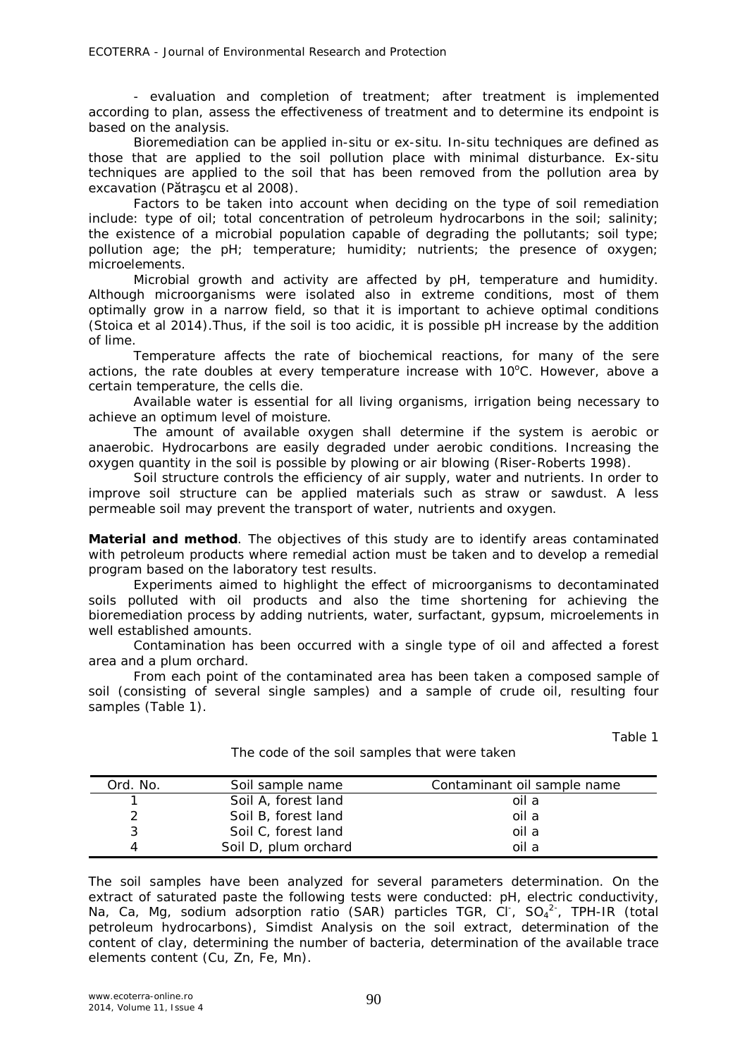- evaluation and completion of treatment; after treatment is implemented according to plan, assess the effectiveness of treatment and to determine its endpoint is based on the analysis.

Bioremediation can be applied in-situ or ex-situ. In-situ techniques are defined as those that are applied to the soil pollution place with minimal disturbance. Ex-situ techniques are applied to the soil that has been removed from the pollution area by excavation (Pătraşcu et al 2008).

Factors to be taken into account when deciding on the type of soil remediation include: type of oil; total concentration of petroleum hydrocarbons in the soil; salinity; the existence of a microbial population capable of degrading the pollutants; soil type; pollution age; the pH; temperature; humidity; nutrients; the presence of oxygen; microelements.

Microbial growth and activity are affected by pH, temperature and humidity. Although microorganisms were isolated also in extreme conditions, most of them optimally grow in a narrow field, so that it is important to achieve optimal conditions (Stoica et al 2014).Thus, if the soil is too acidic, it is possible pH increase by the addition of lime.

Temperature affects the rate of biochemical reactions, for many of the sere actions, the rate doubles at every temperature increase with 10°C. However, above a certain temperature, the cells die.

Available water is essential for all living organisms, irrigation being necessary to achieve an optimum level of moisture.

The amount of available oxygen shall determine if the system is aerobic or anaerobic. Hydrocarbons are easily degraded under aerobic conditions. Increasing the oxygen quantity in the soil is possible by plowing or air blowing (Riser-Roberts 1998).

Soil structure controls the efficiency of air supply, water and nutrients. In order to improve soil structure can be applied materials such as straw or sawdust. A less permeable soil may prevent the transport of water, nutrients and oxygen.

**Material and method**. The objectives of this study are to identify areas contaminated with petroleum products where remedial action must be taken and to develop a remedial program based on the laboratory test results.

Experiments aimed to highlight the effect of microorganisms to decontaminated soils polluted with oil products and also the time shortening for achieving the bioremediation process by adding nutrients, water, surfactant, gypsum, microelements in well established amounts.

Contamination has been occurred with a single type of oil and affected a forest area and a plum orchard.

From each point of the contaminated area has been taken a composed sample of soil (consisting of several single samples) and a sample of crude oil, resulting four samples (Table 1).

Table 1

The code of the soil samples that were taken

| Ord. No. | Soil sample name | Contaminant oil sample name |
|---|---|---|
| 1 | Soil A, forest land | oil a |
| 2 | Soil B, forest land | oil a |
| 3 | Soil C, forest land | oil a |
| 4 | Soil D, plum orchard | oil a |

The soil samples have been analyzed for several parameters determination. On the extract of saturated paste the following tests were conducted: pH, electric conductivity, Na, Ca, Mg, sodium adsorption ratio (SAR) particles TGR, $Cl^-$, $SO_4^{2-}$, TPH-IR (total petroleum hydrocarbons), Simdist Analysis on the soil extract, determination of the content of clay, determining the number of bacteria, determination of the available trace elements content (Cu, Zn, Fe, Mn).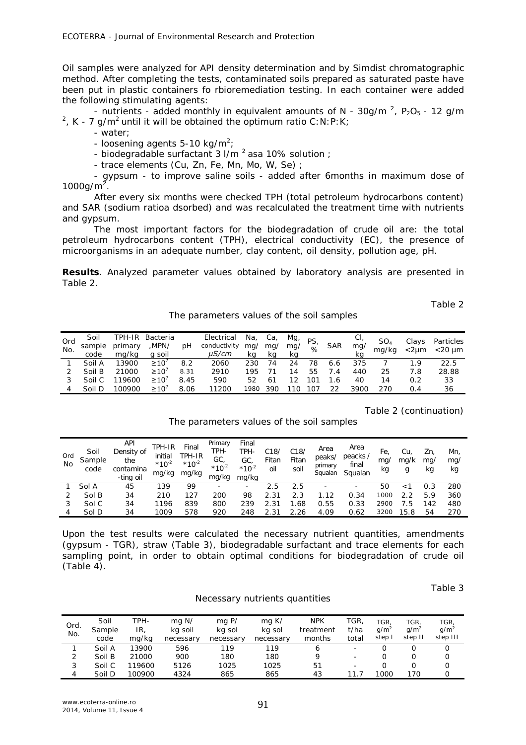Oil samples were analyzed for API density determination and by Simdist chromatographic method. After completing the tests, contaminated soils prepared as saturated paste have been put in plastic containers fo rbioremediation testing. In each container were added the following stimulating agents:

- nutrients - added monthly in equivalent amounts of N - 30g/m $^2$, $P_2O_5$ - 12 g/m $^2$, K - 7 g/m$^2$ until it will be obtained the optimum ratio C:N:P:K;
- water;
- loosening agents 5-10 kg/m$^2$;
- biodegradable surfactant 3 l/m $^2$ asa 10% solution ;
- trace elements (Cu, Zn, Fe, Mn, Mo, W, Se) ;
- gypsum - to improve saline soils - added after 6months in maximum dose of 1000g/m$^2$.

After every six months were checked TPH (total petroleum hydrocarbons content) and SAR (sodium ratioa dsorbed) and was recalculated the treatment time with nutrients and gypsum.

The most important factors for the biodegradation of crude oil are: the total petroleum hydrocarbons content (TPH), electrical conductivity (EC), the presence of microorganisms in an adequate number, clay content, oil density, pollution age, pH.

**Results**. Analyzed parameter values obtained by laboratory analysis are presented in Table 2.

Table 2

The parameters values of the soil samples

| Ord No. | Soil sample code | TPH-IR primary mg/kg | Bacteria ,MPN/ g soil | pH | Electrical conductivity μS/cm | Na, mg/ kg | Ca, mg/ kg | Mg, mg/ kg | PS, % | SAR | Cl, mg/ kg | $SO_4$ mg/kg | Clays <2μm | Particles <20 μm |
|---|---|---|---|---|---|---|---|---|---|---|---|---|---|---|
| 1 | Soil A | 13900 | $\geq 10^7$ | 8.2 | 2060 | 230 | 74 | 24 | 78 | 6.6 | 375 | 7 | 1.9 | 22.5 |
| 2 | Soil B | 21000 | $\geq 10^7$ | 8.31 | 2910 | 195 | 71 | 14 | 55 | 7.4 | 440 | 25 | 7.8 | 28.88 |
| 3 | Soil C | 119600 | $\geq 10^7$ | 8.45 | 590 | 52 | 61 | 12 | 101 | 1.6 | 40 | 14 | 0.2 | 33 |
| 4 | Soil D | 100900 | $\geq 10^7$ | 8.06 | 11200 | 1980 | 390 | 110 | 107 | 22 | 3900 | 270 | 0.4 | 36 |

Table 2 (continuation)

The parameters values of the soil samples

| Ord No | Soil Sample code | API Density of the contaminating oil | TPH-IR initial $*10^{-2}$ mg/kg | Final TPH-IR $*10^{-2}$ mg/kg | Primary TPH-GC, $*10^{-2}$ mg/kg | Final TPH-GC, $*10^{-2}$ mg/kg | C18/ Fitan oil | C18/ Fitan soil | Area peaks/ primary Squalan | Area peacks / final Squalan | Fe, mg/ kg | Cu, mg/k g | Zn, mg/ kg | Mn, mg/ kg |
|---|---|---|---|---|---|---|---|---|---|---|---|---|---|---|
| 1 | Sol A | 45 | 139 | 99 | - | - | 2.5 | 2.5 | - | - | 50 | <1 | 0.3 | 280 |
| 2 | Sol B | 34 | 210 | 127 | 200 | 98 | 2.31 | 2.3 | 1.12 | 0.34 | 1000 | 2.2 | 5.9 | 360 |
| 3 | Sol C | 34 | 1196 | 839 | 800 | 239 | 2.31 | 1.68 | 0.55 | 0.33 | 2900 | 7.5 | 142 | 480 |
| 4 | Sol D | 34 | 1009 | 578 | 920 | 248 | 2.31 | 2.26 | 4.09 | 0.62 | 3200 | 15.8 | 54 | 270 |

Upon the test results were calculated the necessary nutrient quantities, amendments (gypsum - TGR), straw (Table 3), biodegradable surfactant and trace elements for each sampling point, in order to obtain optimal conditions for biodegradation of crude oil (Table 4).

Table 3

Necessary nutrients quantities

| Ord. No. | Soil Sample code | TPH-IR, mg/kg | mg N/ kg soil necessary | mg P/ kg sol necessary | mg K/ kg sol necessary | NPK treatment months | TGR, t/ha total | TGR, g/m$^2$ step I | TGR, g/m$^2$ step II | TGR, g/m$^2$ step III |
|---|---|---|---|---|---|---|---|---|---|---|
| 1 | Soil A | 13900 | 596 | 119 | 119 | 6 | - | 0 | 0 | 0 |
| 2 | Soil B | 21000 | 900 | 180 | 180 | 9 | - | 0 | 0 | 0 |
| 3 | Soil C | 119600 | 5126 | 1025 | 1025 | 51 | - | 0 | 0 | 0 |
| 4 | Soil D | 100900 | 4324 | 865 | 865 | 43 | 11.7 | 1000 | 170 | 0 |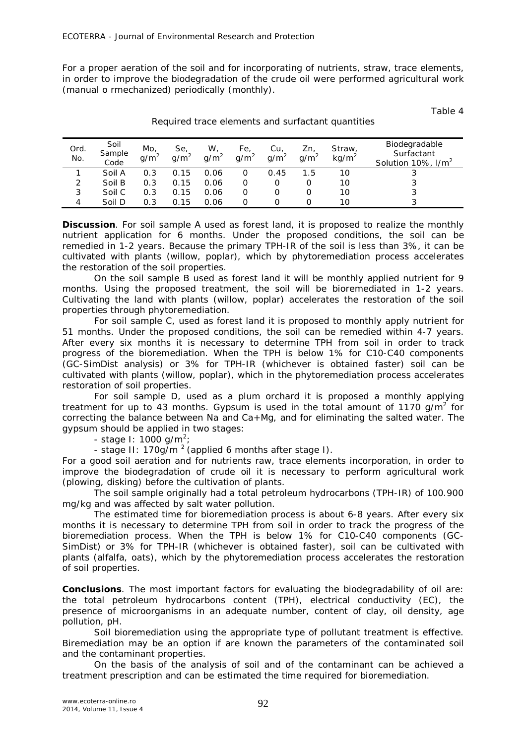For a proper aeration of the soil and for incorporating of nutrients, straw, trace elements, in order to improve the biodegradation of the crude oil were performed agricultural work (manual o rmechanized) periodically (monthly).

Table 4

Required trace elements and surfactant quantities

| Ord. No. | Soil Sample Code | Mo, $g/m^2$ | Se, $g/m^2$ | W, $g/m^2$ | Fe, $g/m^2$ | Cu, $g/m^2$ | Zn, $g/m^2$ | Straw, $kg/m^2$ | Biodegradable Surfactant Solution 10%, $l/m^2$ |
|---|---|---|---|---|---|---|---|---|---|
| 1 | Soil A | 0.3 | 0.15 | 0.06 | 0 | 0.45 | 1.5 | 10 | 3 |
| 2 | Soil B | 0.3 | 0.15 | 0.06 | 0 | 0 | 0 | 10 | 3 |
| 3 | Soil C | 0.3 | 0.15 | 0.06 | 0 | 0 | 0 | 10 | 3 |
| 4 | Soil D | 0.3 | 0.15 | 0.06 | 0 | 0 | 0 | 10 | 3 |

**Discussion**. For soil sample A used as forest land, it is proposed to realize the monthly nutrient application for 6 months. Under the proposed conditions, the soil can be remedied in 1-2 years. Because the primary TPH-IR of the soil is less than 3%, it can be cultivated with plants (willow, poplar), which by phytoremediation process accelerates the restoration of the soil properties.

On the soil sample B used as forest land it will be monthly applied nutrient for 9 months. Using the proposed treatment, the soil will be bioremediated in 1-2 years. Cultivating the land with plants (willow, poplar) accelerates the restoration of the soil properties through phytoremediation.

For soil sample C, used as forest land it is proposed to monthly apply nutrient for 51 months. Under the proposed conditions, the soil can be remedied within 4-7 years. After every six months it is necessary to determine TPH from soil in order to track progress of the bioremediation. When the TPH is below 1% for C10-C40 components (GC-SimDist analysis) or 3% for TPH-IR (whichever is obtained faster) soil can be cultivated with plants (willow, poplar), which in the phytoremediation process accelerates restoration of soil properties.

For soil sample D, used as a plum orchard it is proposed a monthly applying treatment for up to 43 months. Gypsum is used in the total amount of 1170 $g/m^2$ for correcting the balance between Na and Ca+Mg, and for eliminating the salted water. The gypsum should be applied in two stages:

- stage I: 1000 $g/m^2$;
- stage II: 170$g/m^2$ (applied 6 months after stage I).

For a good soil aeration and for nutrients raw, trace elements incorporation, in order to improve the biodegradation of crude oil it is necessary to perform agricultural work (plowing, disking) before the cultivation of plants.

The soil sample originally had a total petroleum hydrocarbons (TPH-IR) of 100.900 mg/kg and was affected by salt water pollution.

The estimated time for bioremediation process is about 6-8 years. After every six months it is necessary to determine TPH from soil in order to track the progress of the bioremediation process. When the TPH is below 1% for C10-C40 components (GC-SimDist) or 3% for TPH-IR (whichever is obtained faster), soil can be cultivated with plants (alfalfa, oats), which by the phytoremediation process accelerates the restoration of soil properties.

**Conclusions**. The most important factors for evaluating the biodegradability of oil are: the total petroleum hydrocarbons content (TPH), electrical conductivity (EC), the presence of microorganisms in an adequate number, content of clay, oil density, age pollution, pH.

Soil bioremediation using the appropriate type of pollutant treatment is effective. Biremediation may be an option if are known the parameters of the contaminated soil and the contaminant properties.

On the basis of the analysis of soil and of the contaminant can be achieved a treatment prescription and can be estimated the time required for bioremediation.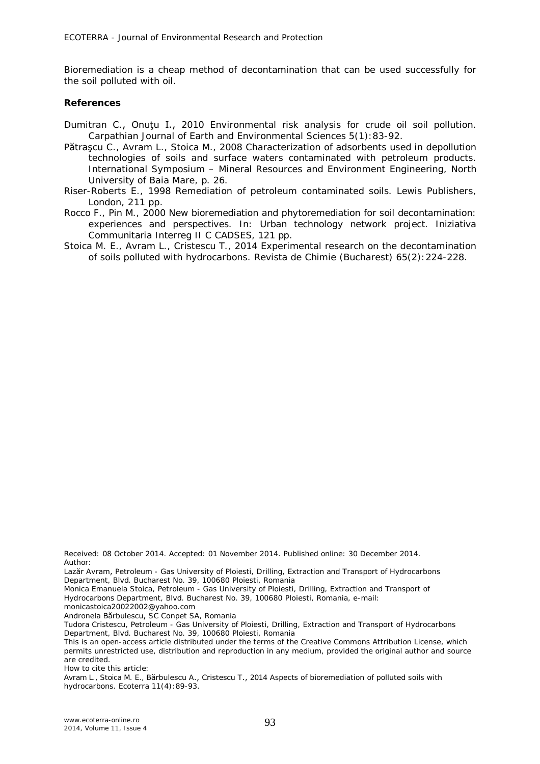Bioremediation is a cheap method of decontamination that can be used successfully for the soil polluted with oil.

**References**

Dumitran C., Onuţu I., 2010 Environmental risk analysis for crude oil soil pollution. Carpathian Journal of Earth and Environmental Sciences 5(1):83-92.

Pătraşcu C., Avram L., Stoica M., 2008 Characterization of adsorbents used in depollution technologies of soils and surface waters contaminated with petroleum products. International Symposium – Mineral Resources and Environment Engineering, North University of Baia Mare, p. 26.

Riser-Roberts E., 1998 Remediation of petroleum contaminated soils. Lewis Publishers, London, 211 pp.

Rocco F., Pin M., 2000 New bioremediation and phytoremediation for soil decontamination: experiences and perspectives. In: Urban technology network project. Iniziativa Communitaria Interreg II C CADSES, 121 pp.

Stoica M. E., Avram L., Cristescu T., 2014 Experimental research on the decontamination of soils polluted with hydrocarbons. Revista de Chimie (Bucharest) 65(2):224-228.

Received: 08 October 2014. Accepted: 01 November 2014. Published online: 30 December 2014.
Author:
Lazăr Avram, Petroleum - Gas University of Ploiesti, Drilling, Extraction and Transport of Hydrocarbons Department, Blvd. Bucharest No. 39, 100680 Ploiesti, Romania
Monica Emanuela Stoica, Petroleum - Gas University of Ploiesti, Drilling, Extraction and Transport of Hydrocarbons Department, Blvd. Bucharest No. 39, 100680 Ploiesti, Romania, e-mail: monicastoica20022002@yahoo.com
Andronela Bărbulescu, SC Conpet SA, Romania
Tudora Cristescu, Petroleum - Gas University of Ploiesti, Drilling, Extraction and Transport of Hydrocarbons Department, Blvd. Bucharest No. 39, 100680 Ploiesti, Romania
This is an open-access article distributed under the terms of the Creative Commons Attribution License, which permits unrestricted use, distribution and reproduction in any medium, provided the original author and source are credited.
How to cite this article:
Avram L., Stoica M. E., Bărbulescu A., Cristescu T., 2014 Aspects of bioremediation of polluted soils with hydrocarbons. Ecoterra 11(4):89-93.